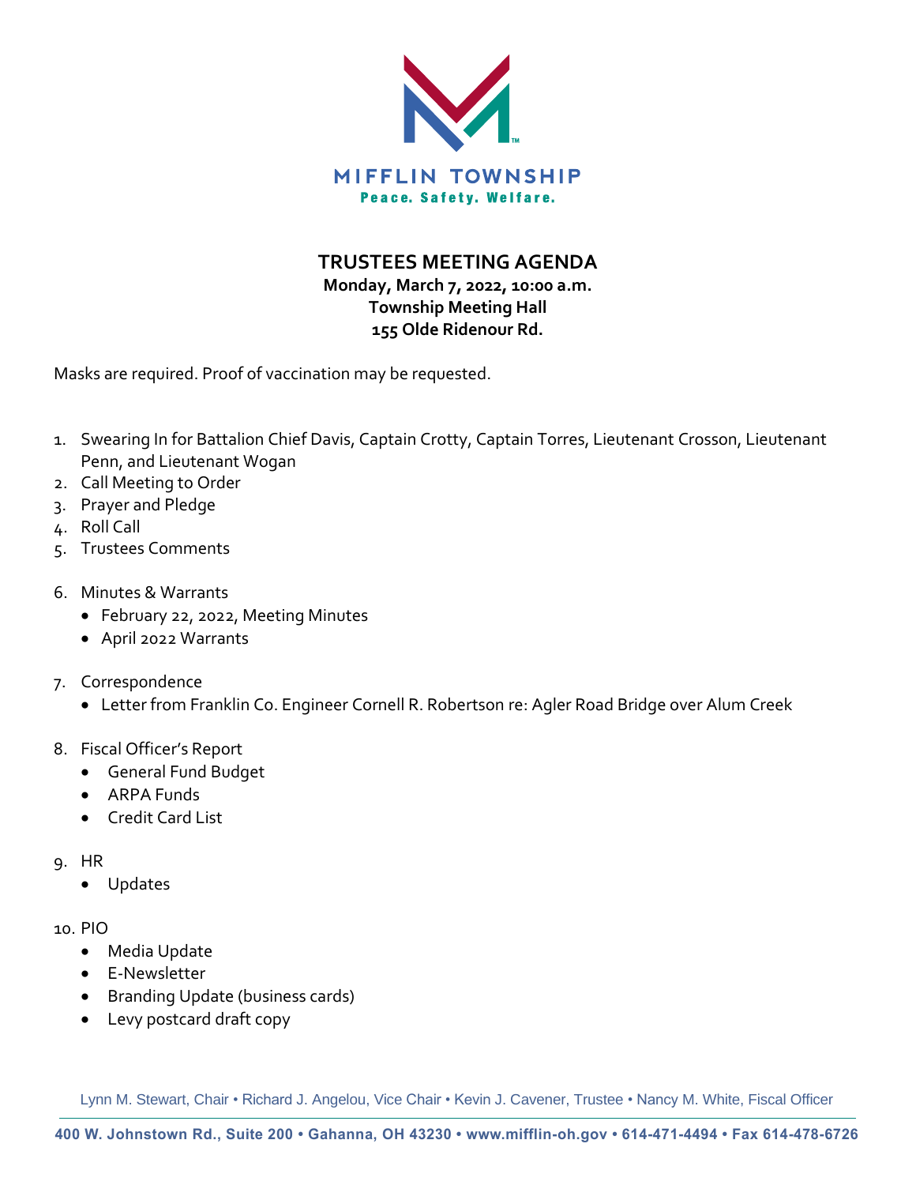MIFFLIN TOWNSHIP
Peace. Safety. Welfare.

# TRUSTEES MEETING AGENDA

**Monday, March 7, 2022, 10:00 a.m.**
**Township Meeting Hall**
**155 Olde Ridenour Rd.**

Masks are required. Proof of vaccination may be requested.

1. Swearing In for Battalion Chief Davis, Captain Crotty, Captain Torres, Lieutenant Crosson, Lieutenant Penn, and Lieutenant Wogan
2. Call Meeting to Order
3. Prayer and Pledge
4. Roll Call
5. Trustees Comments
6. Minutes & Warrants
   - February 22, 2022, Meeting Minutes
   - April 2022 Warrants
7. Correspondence
   - Letter from Franklin Co. Engineer Cornell R. Robertson re: Agler Road Bridge over Alum Creek
8. Fiscal Officer's Report
   - General Fund Budget
   - ARPA Funds
   - Credit Card List
9. HR
   - Updates
10. PIO
    - Media Update
    - E-Newsletter
    - Branding Update (business cards)
    - Levy postcard draft copy

Lynn M. Stewart, Chair • Richard J. Angelou, Vice Chair • Kevin J. Cavener, Trustee • Nancy M. White, Fiscal Officer

400 W. Johnstown Rd., Suite 200 • Gahanna, OH 43230 • www.mifflin-oh.gov • 614-471-4494 • Fax 614-478-6726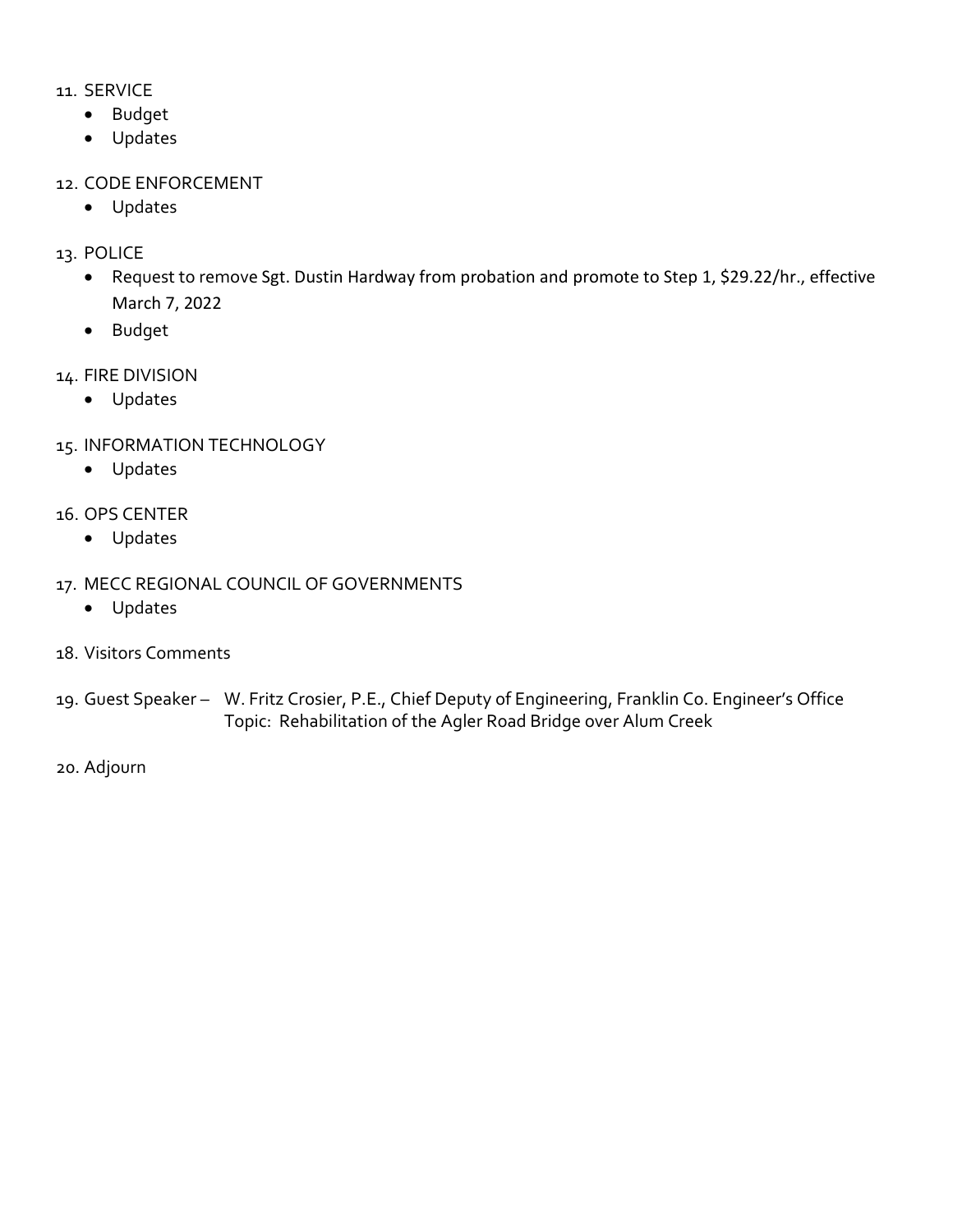11. SERVICE
    - Budget
    - Updates

12. CODE ENFORCEMENT
    - Updates

13. POLICE
    - Request to remove Sgt. Dustin Hardway from probation and promote to Step 1, $29.22/hr., effective March 7, 2022
    - Budget

14. FIRE DIVISION
    - Updates

15. INFORMATION TECHNOLOGY
    - Updates

16. OPS CENTER
    - Updates

17. MECC REGIONAL COUNCIL OF GOVERNMENTS
    - Updates

18. Visitors Comments

19. Guest Speaker – W. Fritz Crosier, P.E., Chief Deputy of Engineering, Franklin Co. Engineer's Office
    Topic: Rehabilitation of the Agler Road Bridge over Alum Creek

20. Adjourn